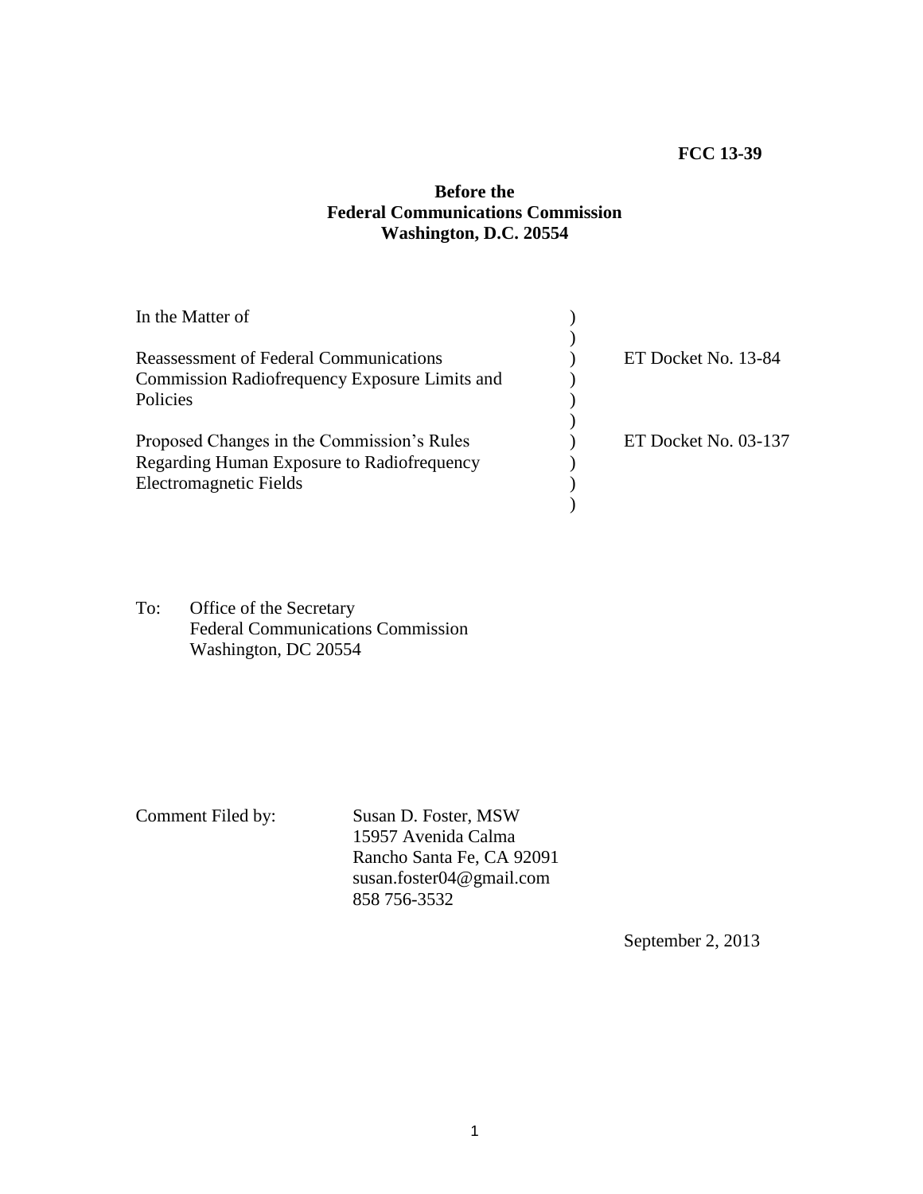**FCC 13-39**

**Before the**
**Federal Communications Commission**
**Washington, D.C. 20554**

| | | |
|---|---|---|
| In the Matter of | ) | |
| | ) | |
| Reassessment of Federal Communications Commission Radiofrequency Exposure Limits and Policies | ) | ET Docket No. 13-84 |
| | ) | |
| Proposed Changes in the Commission's Rules Regarding Human Exposure to Radiofrequency Electromagnetic Fields | ) | ET Docket No. 03-137 |
| | ) | |

To: Office of the Secretary
Federal Communications Commission
Washington, DC 20554

Comment Filed by: Susan D. Foster, MSW
15957 Avenida Calma
Rancho Santa Fe, CA 92091
susan.foster04@gmail.com
858 756-3532

September 2, 2013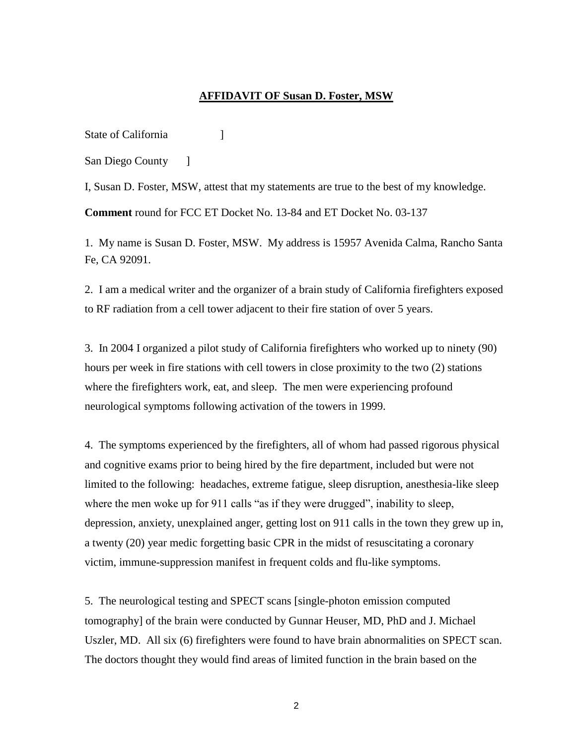## AFFIDAVIT OF Susan D. Foster, MSW

State of California ]

San Diego County ]

I, Susan D. Foster, MSW, attest that my statements are true to the best of my knowledge.

**Comment** round for FCC ET Docket No. 13-84 and ET Docket No. 03-137

1. My name is Susan D. Foster, MSW. My address is 15957 Avenida Calma, Rancho Santa Fe, CA 92091.

2. I am a medical writer and the organizer of a brain study of California firefighters exposed to RF radiation from a cell tower adjacent to their fire station of over 5 years.

3. In 2004 I organized a pilot study of California firefighters who worked up to ninety (90) hours per week in fire stations with cell towers in close proximity to the two (2) stations where the firefighters work, eat, and sleep. The men were experiencing profound neurological symptoms following activation of the towers in 1999.

4. The symptoms experienced by the firefighters, all of whom had passed rigorous physical and cognitive exams prior to being hired by the fire department, included but were not limited to the following: headaches, extreme fatigue, sleep disruption, anesthesia-like sleep where the men woke up for 911 calls "as if they were drugged", inability to sleep, depression, anxiety, unexplained anger, getting lost on 911 calls in the town they grew up in, a twenty (20) year medic forgetting basic CPR in the midst of resuscitating a coronary victim, immune-suppression manifest in frequent colds and flu-like symptoms.

5. The neurological testing and SPECT scans [single-photon emission computed tomography] of the brain were conducted by Gunnar Heuser, MD, PhD and J. Michael Uszler, MD. All six (6) firefighters were found to have brain abnormalities on SPECT scan. The doctors thought they would find areas of limited function in the brain based on the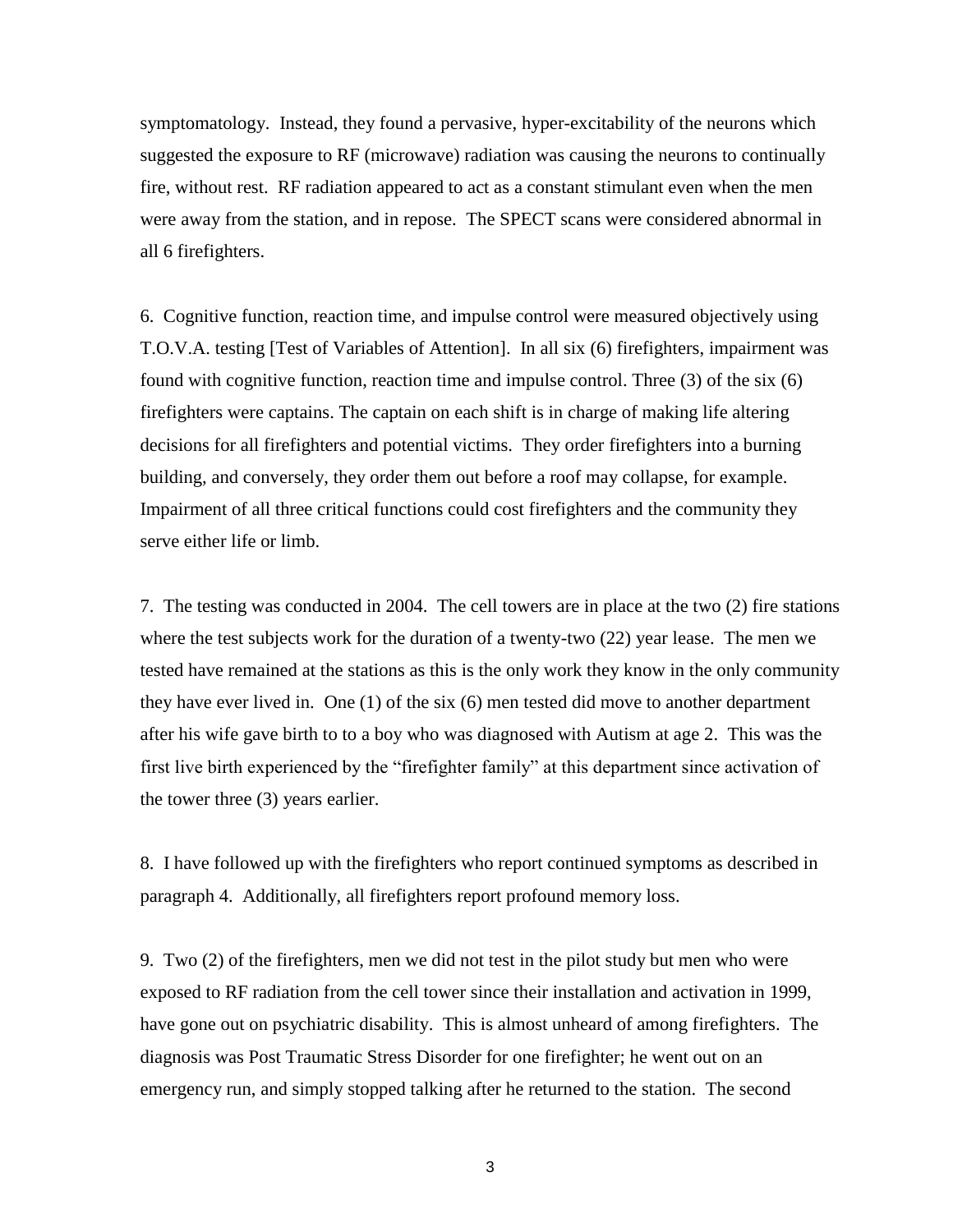symptomatology. Instead, they found a pervasive, hyper-excitability of the neurons which suggested the exposure to RF (microwave) radiation was causing the neurons to continually fire, without rest. RF radiation appeared to act as a constant stimulant even when the men were away from the station, and in repose. The SPECT scans were considered abnormal in all 6 firefighters.

6. Cognitive function, reaction time, and impulse control were measured objectively using T.O.V.A. testing [Test of Variables of Attention]. In all six (6) firefighters, impairment was found with cognitive function, reaction time and impulse control. Three (3) of the six (6) firefighters were captains. The captain on each shift is in charge of making life altering decisions for all firefighters and potential victims. They order firefighters into a burning building, and conversely, they order them out before a roof may collapse, for example. Impairment of all three critical functions could cost firefighters and the community they serve either life or limb.

7. The testing was conducted in 2004. The cell towers are in place at the two (2) fire stations where the test subjects work for the duration of a twenty-two (22) year lease. The men we tested have remained at the stations as this is the only work they know in the only community they have ever lived in. One (1) of the six (6) men tested did move to another department after his wife gave birth to to a boy who was diagnosed with Autism at age 2. This was the first live birth experienced by the "firefighter family" at this department since activation of the tower three (3) years earlier.

8. I have followed up with the firefighters who report continued symptoms as described in paragraph 4. Additionally, all firefighters report profound memory loss.

9. Two (2) of the firefighters, men we did not test in the pilot study but men who were exposed to RF radiation from the cell tower since their installation and activation in 1999, have gone out on psychiatric disability. This is almost unheard of among firefighters. The diagnosis was Post Traumatic Stress Disorder for one firefighter; he went out on an emergency run, and simply stopped talking after he returned to the station. The second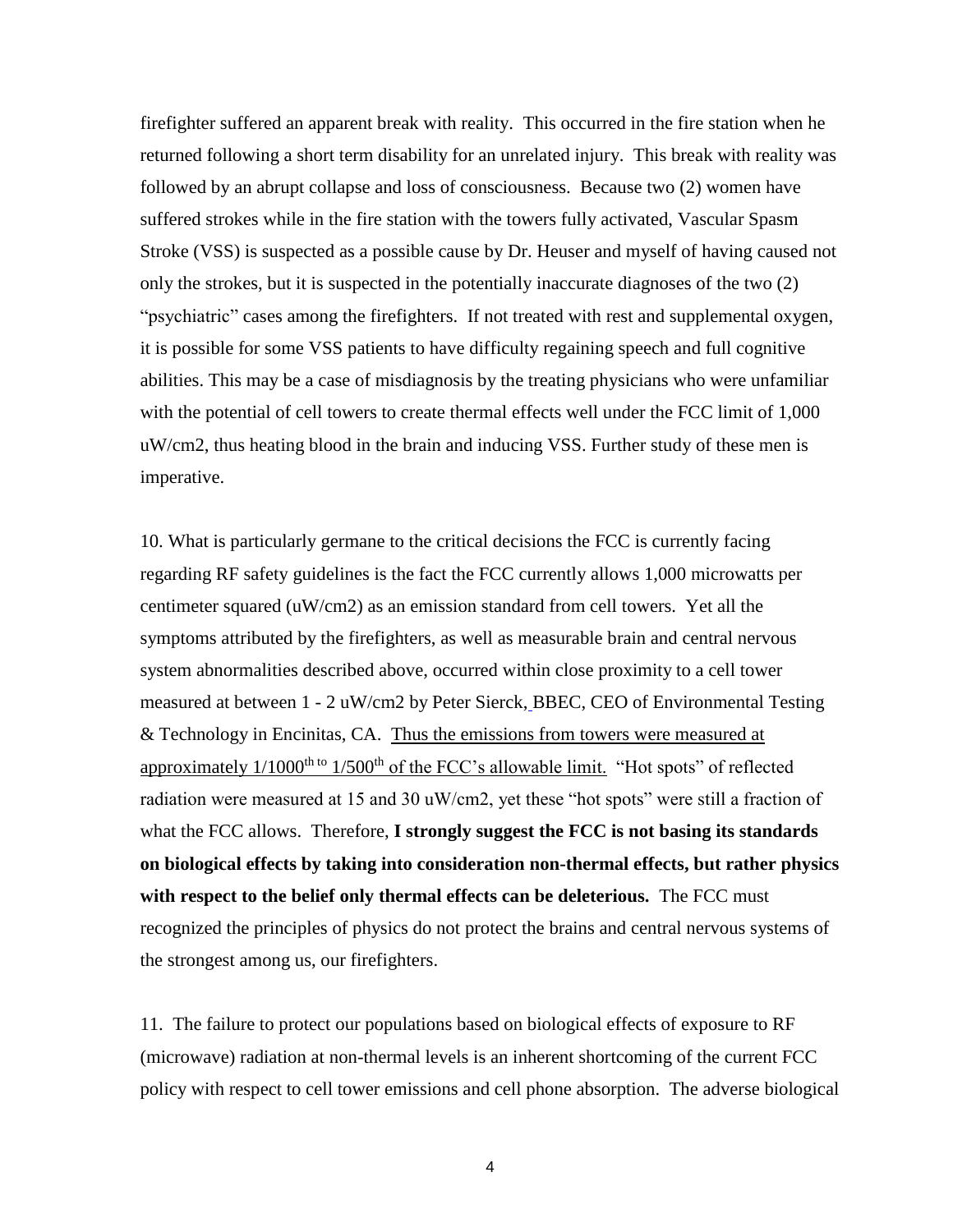firefighter suffered an apparent break with reality. This occurred in the fire station when he returned following a short term disability for an unrelated injury. This break with reality was followed by an abrupt collapse and loss of consciousness. Because two (2) women have suffered strokes while in the fire station with the towers fully activated, Vascular Spasm Stroke (VSS) is suspected as a possible cause by Dr. Heuser and myself of having caused not only the strokes, but it is suspected in the potentially inaccurate diagnoses of the two (2) "psychiatric" cases among the firefighters. If not treated with rest and supplemental oxygen, it is possible for some VSS patients to have difficulty regaining speech and full cognitive abilities. This may be a case of misdiagnosis by the treating physicians who were unfamiliar with the potential of cell towers to create thermal effects well under the FCC limit of 1,000 uW/cm2, thus heating blood in the brain and inducing VSS. Further study of these men is imperative.

10. What is particularly germane to the critical decisions the FCC is currently facing regarding RF safety guidelines is the fact the FCC currently allows 1,000 microwatts per centimeter squared (uW/cm2) as an emission standard from cell towers. Yet all the symptoms attributed by the firefighters, as well as measurable brain and central nervous system abnormalities described above, occurred within close proximity to a cell tower measured at between 1 - 2 uW/cm2 by Peter Sierck, BBEC, CEO of Environmental Testing & Technology in Encinitas, CA. <u>Thus the emissions from towers were measured at approximately 1/1000th to 1/500th of the FCC's allowable limit.</u> "Hot spots" of reflected radiation were measured at 15 and 30 uW/cm2, yet these "hot spots" were still a fraction of what the FCC allows. Therefore, **I strongly suggest the FCC is not basing its standards on biological effects by taking into consideration non-thermal effects, but rather physics with respect to the belief only thermal effects can be deleterious.** The FCC must recognized the principles of physics do not protect the brains and central nervous systems of the strongest among us, our firefighters.

11. The failure to protect our populations based on biological effects of exposure to RF (microwave) radiation at non-thermal levels is an inherent shortcoming of the current FCC policy with respect to cell tower emissions and cell phone absorption. The adverse biological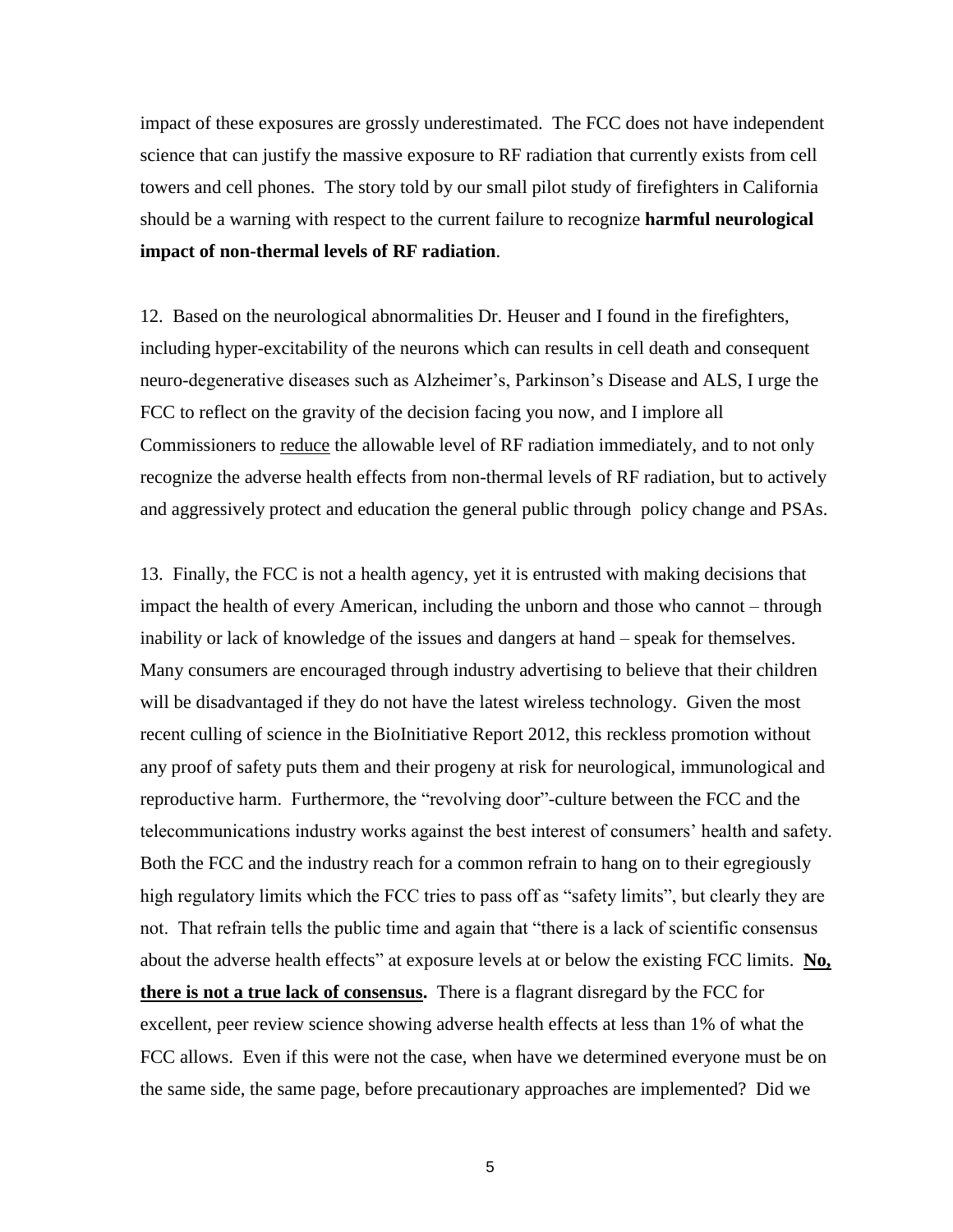impact of these exposures are grossly underestimated. The FCC does not have independent science that can justify the massive exposure to RF radiation that currently exists from cell towers and cell phones. The story told by our small pilot study of firefighters in California should be a warning with respect to the current failure to recognize **harmful neurological impact of non-thermal levels of RF radiation**.

12. Based on the neurological abnormalities Dr. Heuser and I found in the firefighters, including hyper-excitability of the neurons which can results in cell death and consequent neuro-degenerative diseases such as Alzheimer's, Parkinson's Disease and ALS, I urge the FCC to reflect on the gravity of the decision facing you now, and I implore all Commissioners to <u>reduce</u> the allowable level of RF radiation immediately, and to not only recognize the adverse health effects from non-thermal levels of RF radiation, but to actively and aggressively protect and education the general public through policy change and PSAs.

13. Finally, the FCC is not a health agency, yet it is entrusted with making decisions that impact the health of every American, including the unborn and those who cannot – through inability or lack of knowledge of the issues and dangers at hand – speak for themselves. Many consumers are encouraged through industry advertising to believe that their children will be disadvantaged if they do not have the latest wireless technology. Given the most recent culling of science in the BioInitiative Report 2012, this reckless promotion without any proof of safety puts them and their progeny at risk for neurological, immunological and reproductive harm. Furthermore, the "revolving door"-culture between the FCC and the telecommunications industry works against the best interest of consumers' health and safety. Both the FCC and the industry reach for a common refrain to hang on to their egregiously high regulatory limits which the FCC tries to pass off as "safety limits", but clearly they are not. That refrain tells the public time and again that "there is a lack of scientific consensus about the adverse health effects" at exposure levels at or below the existing FCC limits. **<u>No, there is not a true lack of consensus</u>.** There is a flagrant disregard by the FCC for excellent, peer review science showing adverse health effects at less than 1% of what the FCC allows. Even if this were not the case, when have we determined everyone must be on the same side, the same page, before precautionary approaches are implemented? Did we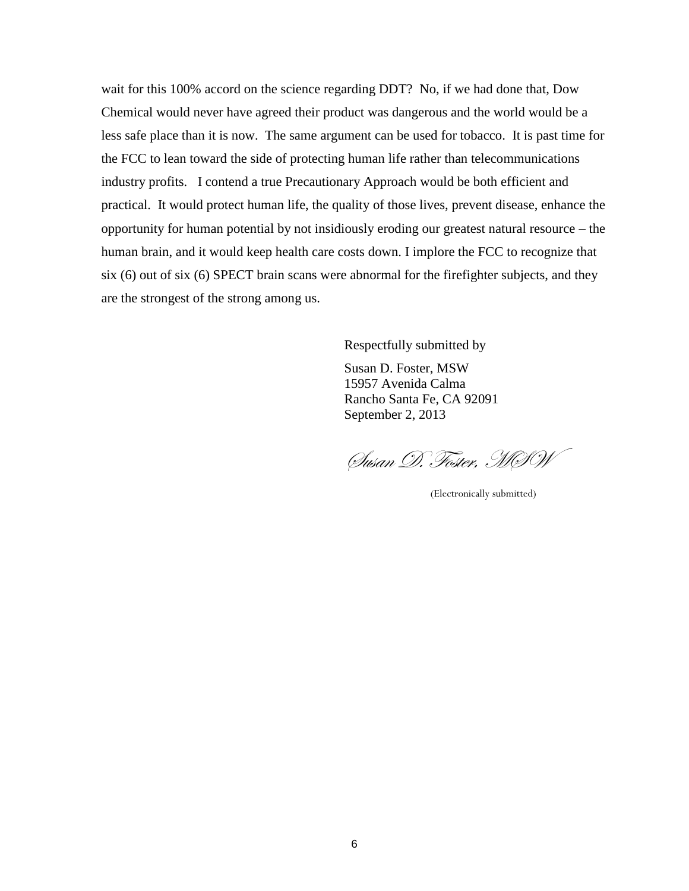wait for this 100% accord on the science regarding DDT? No, if we had done that, Dow Chemical would never have agreed their product was dangerous and the world would be a less safe place than it is now. The same argument can be used for tobacco. It is past time for the FCC to lean toward the side of protecting human life rather than telecommunications industry profits. I contend a true Precautionary Approach would be both efficient and practical. It would protect human life, the quality of those lives, prevent disease, enhance the opportunity for human potential by not insidiously eroding our greatest natural resource – the human brain, and it would keep health care costs down. I implore the FCC to recognize that six (6) out of six (6) SPECT brain scans were abnormal for the firefighter subjects, and they are the strongest of the strong among us.

Respectfully submitted by

Susan D. Foster, MSW
15957 Avenida Calma
Rancho Santa Fe, CA 92091
September 2, 2013

*Susan D. Foster, MSW*

(Electronically submitted)